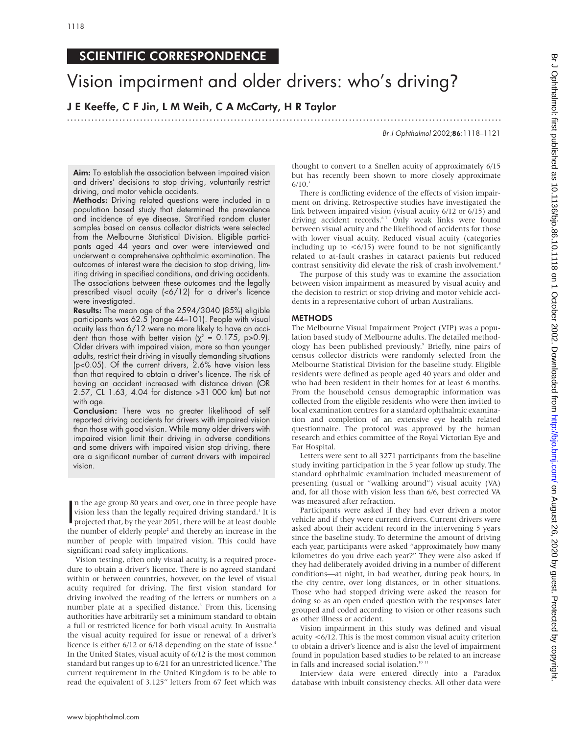SCIENTIFIC CORRESPONDENCE

# Vision impairment and older drivers: who's driving?

**J E Keeffe, C F Jin, L M Weih, C A McCarty, H R Taylor**

**Aim:** To establish the association between impaired vision and drivers' decisions to stop driving, voluntarily restrict driving, and motor vehicle accidents.

**Methods:** Driving related questions were included in a population based study that determined the prevalence and incidence of eye disease. Stratified random cluster samples based on census collector districts were selected from the Melbourne Statistical Division. Eligible participants aged 44 years and over were interviewed and underwent a comprehensive ophthalmic examination. The outcomes of interest were the decision to stop driving, limiting driving in specified conditions, and driving accidents. The associations between these outcomes and the legally prescribed visual acuity (<6/12) for a driver's licence were investigated.

**Results:** The mean age of the 2594/3040 (85%) eligible participants was 62.5 (range 44–101). People with visual acuity less than 6/12 were no more likely to have an accident than those with better vision ($\chi^2$ = 0.175, p>0.9). Older drivers with impaired vision, more so than younger adults, restrict their driving in visually demanding situations (p<0.05). Of the current drivers, 2.6% have vision less than that required to obtain a driver's licence. The risk of having an accident increased with distance driven (OR 2.57, CL 1.63, 4.04 for distance >31 000 km) but not with age.

**Conclusion:** There was no greater likelihood of self reported driving accidents for drivers with impaired vision than those with good vision. While many older drivers with impaired vision limit their driving in adverse conditions and some drivers with impaired vision stop driving, there are a significant number of current drivers with impaired vision.

In the age group 80 years and over, one in three people have vision less than the legally required driving standard.[1] It is projected that, by the year 2051, there will be at least double the number of elderly people[2] and thereby an increase in the number of people with impaired vision. This could have significant road safety implications.

Vision testing, often only visual acuity, is a required procedure to obtain a driver's licence. There is no agreed standard within or between countries, however, on the level of visual acuity required for driving. The first vision standard for driving involved the reading of the letters or numbers on a number plate at a specified distance.[3] From this, licensing authorities have arbitrarily set a minimum standard to obtain a full or restricted licence for both visual acuity. In Australia the visual acuity required for issue or renewal of a driver's licence is either 6/12 or 6/18 depending on the state of issue.[4] In the United States, visual acuity of 6/12 is the most common standard but ranges up to 6/21 for an unrestricted licence.[5] The current requirement in the United Kingdom is to be able to read the equivalent of 3.125" letters from 67 feet which was thought to convert to a Snellen acuity of approximately 6/15 but has recently been shown to more closely approximate 6/10.[3]

There is conflicting evidence of the effects of vision impairment on driving. Retrospective studies have investigated the link between impaired vision (visual acuity 6/12 or 6/15) and driving accident records.[6,7] Only weak links were found between visual acuity and the likelihood of accidents for those with lower visual acuity. Reduced visual acuity (categories including up to <6/15) were found to be not significantly related to at-fault crashes in cataract patients but reduced contrast sensitivity did elevate the risk of crash involvement.[8]

The purpose of this study was to examine the association between vision impairment as measured by visual acuity and the decision to restrict or stop driving and motor vehicle accidents in a representative cohort of urban Australians.

## METHODS

The Melbourne Visual Impairment Project (VIP) was a population based study of Melbourne adults. The detailed methodology has been published previously.[9] Briefly, nine pairs of census collector districts were randomly selected from the Melbourne Statistical Division for the baseline study. Eligible residents were defined as people aged 40 years and older and who had been resident in their homes for at least 6 months. From the household census demographic information was collected from the eligible residents who were then invited to local examination centres for a standard ophthalmic examination and completion of an extensive eye health related questionnaire. The protocol was approved by the human research and ethics committee of the Royal Victorian Eye and Ear Hospital.

Letters were sent to all 3271 participants from the baseline study inviting participation in the 5 year follow up study. The standard ophthalmic examination included measurement of presenting (usual or "walking around") visual acuity (VA) and, for all those with vision less than 6/6, best corrected VA was measured after refraction.

Participants were asked if they had ever driven a motor vehicle and if they were current drivers. Current drivers were asked about their accident record in the intervening 5 years since the baseline study. To determine the amount of driving each year, participants were asked "approximately how many kilometres do you drive each year?" They were also asked if they had deliberately avoided driving in a number of different conditions—at night, in bad weather, during peak hours, in the city centre, over long distances, or in other situations. Those who had stopped driving were asked the reason for doing so as an open ended question with the responses later grouped and coded according to vision or other reasons such as other illness or accident.

Vision impairment in this study was defined and visual acuity <6/12. This is the most common visual acuity criterion to obtain a driver's licence and is also the level of impairment found in population based studies to be related to an increase in falls and increased social isolation.[10,11]

Interview data were entered directly into a Paradox database with inbuilt consistency checks. All other data were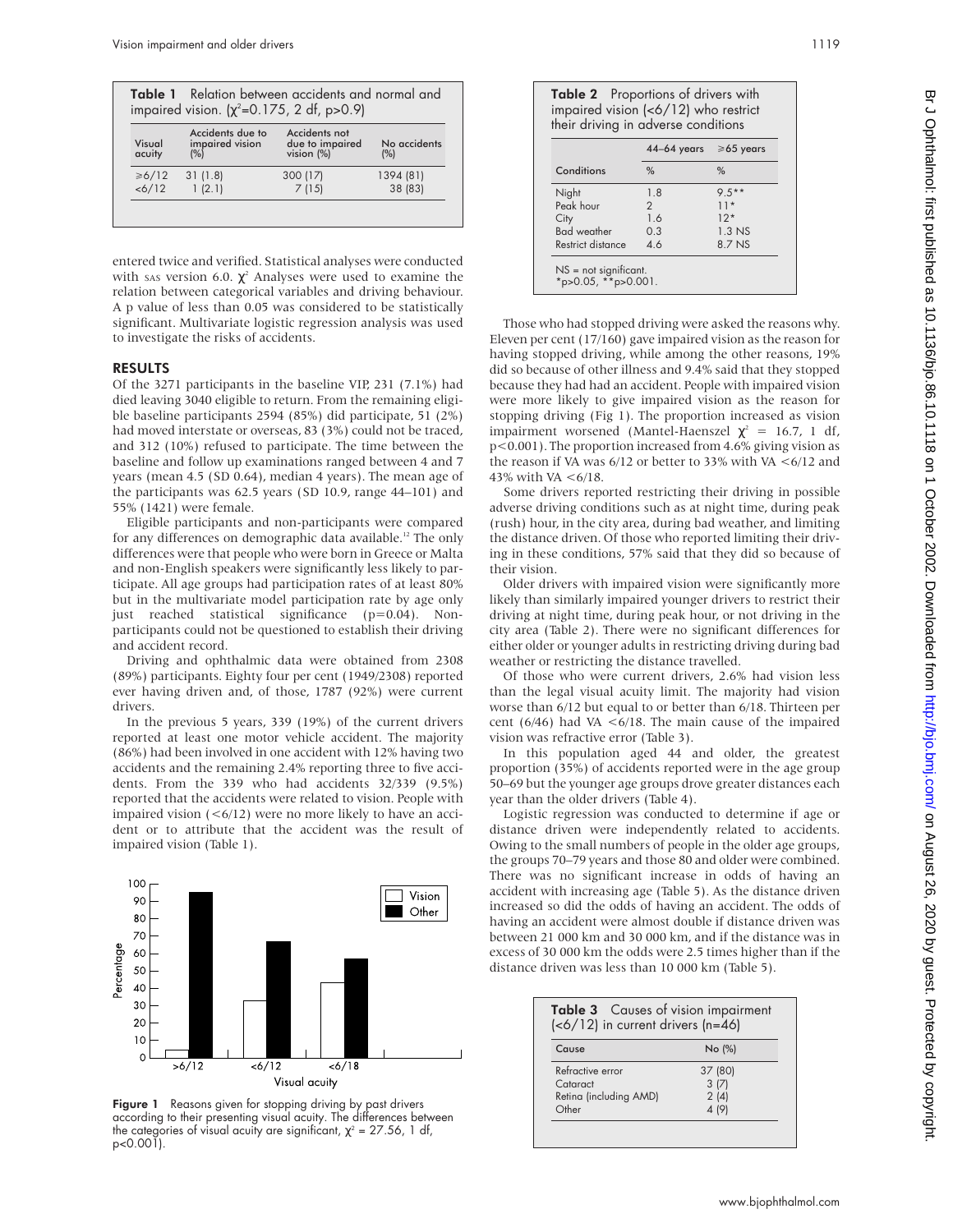**Table 1** Relation between accidents and normal and impaired vision. ($\chi^2$=0.175, 2 df, p>0.9)

| Visual acuity | Accidents due to impaired vision (%) | Accidents not due to impaired vision (%) | No accidents (%) |
|---|---|---|---|
| ≥6/12 | 31 (1.8) | 300 (17) | 1394 (81) |
| <6/12 | 1 (2.1) | 7 (15) | 38 (83) |

entered twice and verified. Statistical analyses were conducted with SAS version 6.0. $\chi^2$ Analyses were used to examine the relation between categorical variables and driving behaviour. A p value of less than 0.05 was considered to be statistically significant. Multivariate logistic regression analysis was used to investigate the risks of accidents.

## RESULTS

Of the 3271 participants in the baseline VIP, 231 (7.1%) had died leaving 3040 eligible to return. From the remaining eligible baseline participants 2594 (85%) did participate, 51 (2%) had moved interstate or overseas, 83 (3%) could not be traced, and 312 (10%) refused to participate. The time between the baseline and follow up examinations ranged between 4 and 7 years (mean 4.5 (SD 0.64), median 4 years). The mean age of the participants was 62.5 years (SD 10.9, range 44–101) and 55% (1421) were female.

Eligible participants and non-participants were compared for any differences on demographic data available.[12] The only differences were that people who were born in Greece or Malta and non-English speakers were significantly less likely to participate. All age groups had participation rates of at least 80% but in the multivariate model participation rate by age only just reached statistical significance (p=0.04). Non-participants could not be questioned to establish their driving and accident record.

Driving and ophthalmic data were obtained from 2308 (89%) participants. Eighty four per cent (1949/2308) reported ever having driven and, of those, 1787 (92%) were current drivers.

In the previous 5 years, 339 (19%) of the current drivers reported at least one motor vehicle accident. The majority (86%) had been involved in one accident with 12% having two accidents and the remaining 2.4% reporting three to five accidents. From the 339 who had accidents 32/339 (9.5%) reported that the accidents were related to vision. People with impaired vision (<6/12) were no more likely to have an accident or to attribute that the accident was the result of impaired vision (Table 1).

**Figure 1** Reasons given for stopping driving by past drivers according to their presenting visual acuity. The differences between the categories of visual acuity are significant, $\chi^2$ = 27.56, 1 df, p<0.001).

**Table 2** Proportions of drivers with impaired vision (<6/12) who restrict their driving in adverse conditions

| Conditions | 44–64 years % | ≥65 years % |
|---|---|---|
| Night | 1.8 | 9.5** |
| Peak hour | 2 | 11* |
| City | 1.6 | 12* |
| Bad weather | 0.3 | 1.3 NS |
| Restrict distance | 4.6 | 8.7 NS |

NS = not significant.
*p>0.05, **p>0.001.

Those who had stopped driving were asked the reasons why. Eleven per cent (17/160) gave impaired vision as the reason for having stopped driving, while among the other reasons, 19% did so because of other illness and 9.4% said that they stopped because they had had an accident. People with impaired vision were more likely to give impaired vision as the reason for stopping driving (Fig 1). The proportion increased as vision impairment worsened (Mantel-Haenszel $\chi^2$ = 16.7, 1 df, p<0.001). The proportion increased from 4.6% giving vision as the reason if VA was 6/12 or better to 33% with VA <6/12 and 43% with VA <6/18.

Some drivers reported restricting their driving in possible adverse driving conditions such as at night time, during peak (rush) hour, in the city area, during bad weather, and limiting the distance driven. Of those who reported limiting their driving in these conditions, 57% said that they did so because of their vision.

Older drivers with impaired vision were significantly more likely than similarly impaired younger drivers to restrict their driving at night time, during peak hour, or not driving in the city area (Table 2). There were no significant differences for either older or younger adults in restricting driving during bad weather or restricting the distance travelled.

Of those who were current drivers, 2.6% had vision less than the legal visual acuity limit. The majority had vision worse than 6/12 but equal to or better than 6/18. Thirteen per cent (6/46) had VA <6/18. The main cause of the impaired vision was refractive error (Table 3).

In this population aged 44 and older, the greatest proportion (35%) of accidents reported were in the age group 50–69 but the younger age groups drove greater distances each year than the older drivers (Table 4).

Logistic regression was conducted to determine if age or distance driven were independently related to accidents. Owing to the small numbers of people in the older age groups, the groups 70–79 years and those 80 and older were combined. There was no significant increase in odds of having an accident with increasing age (Table 5). As the distance driven increased so did the odds of having an accident. The odds of having an accident were almost double if distance driven was between 21 000 km and 30 000 km, and if the distance was in excess of 30 000 km the odds were 2.5 times higher than if the distance driven was less than 10 000 km (Table 5).

**Table 3** Causes of vision impairment (<6/12) in current drivers (n=46)

| Cause | No (%) |
|---|---|
| Refractive error | 37 (80) |
| Cataract | 3 (7) |
| Retina (including AMD) | 2 (4) |
| Other | 4 (9) |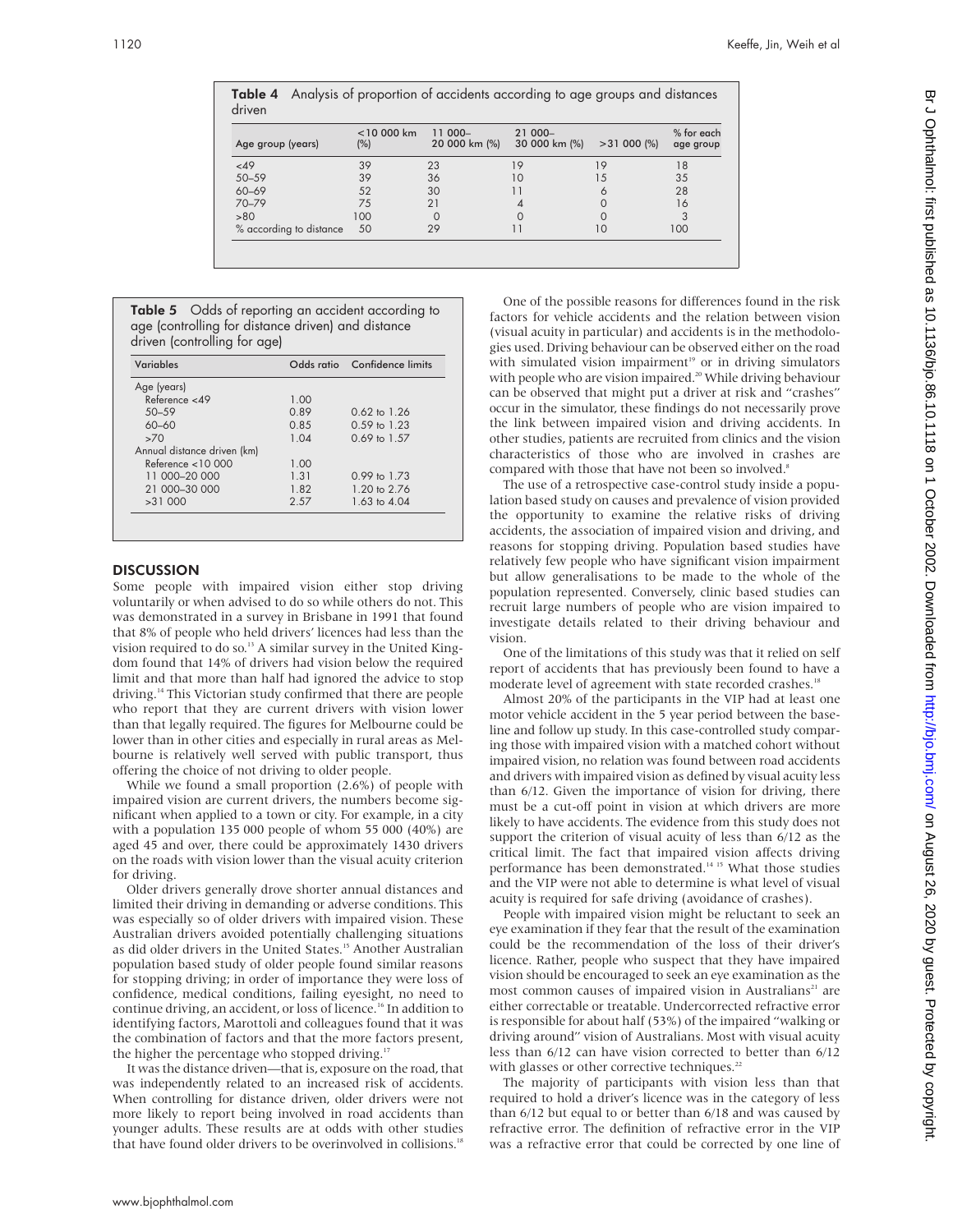**Table 4** Analysis of proportion of accidents according to age groups and distances driven

| Age group (years) | <10 000 km (%) | 11 000–20 000 km (%) | 21 000–30 000 km (%) | >31 000 (%) | % for each age group |
|---|---|---|---|---|---|
| <49 | 39 | 23 | 19 | 19 | 18 |
| 50–59 | 39 | 36 | 10 | 15 | 35 |
| 60–69 | 52 | 30 | 11 | 6 | 28 |
| 70–79 | 75 | 21 | 4 | 0 | 16 |
| >80 | 100 | 0 | 0 | 0 | 3 |
| % according to distance | 50 | 29 | 11 | 10 | 100 |

**Table 5** Odds of reporting an accident according to age (controlling for distance driven) and distance driven (controlling for age)

| Variables | Odds ratio | Confidence limits |
|---|---|---|
| Age (years) | | |
| Reference <49 | 1.00 | |
| 50–59 | 0.89 | 0.62 to 1.26 |
| 60–60 | 0.85 | 0.59 to 1.23 |
| >70 | 1.04 | 0.69 to 1.57 |
| Annual distance driven (km) | | |
| Reference <10 000 | 1.00 | |
| 11 000–20 000 | 1.31 | 0.99 to 1.73 |
| 21 000–30 000 | 1.82 | 1.20 to 2.76 |
| >31 000 | 2.57 | 1.63 to 4.04 |

## DISCUSSION

Some people with impaired vision either stop driving voluntarily or when advised to do so while others do not. This was demonstrated in a survey in Brisbane in 1991 that found that 8% of people who held drivers' licences had less than the vision required to do so.[13] A similar survey in the United Kingdom found that 14% of drivers had vision below the required limit and that more than half had ignored the advice to stop driving.[14] This Victorian study confirmed that there are people who report that they are current drivers with vision lower than that legally required. The figures for Melbourne could be lower than in other cities and especially in rural areas as Melbourne is relatively well served with public transport, thus offering the choice of not driving to older people.

While we found a small proportion (2.6%) of people with impaired vision are current drivers, the numbers become significant when applied to a town or city. For example, in a city with a population 135 000 people of whom 55 000 (40%) are aged 45 and over, there could be approximately 1430 drivers on the roads with vision lower than the visual acuity criterion for driving.

Older drivers generally drove shorter annual distances and limited their driving in demanding or adverse conditions. This was especially so of older drivers with impaired vision. These Australian drivers avoided potentially challenging situations as did older drivers in the United States.[15] Another Australian population based study of older people found similar reasons for stopping driving; in order of importance they were loss of confidence, medical conditions, failing eyesight, no need to continue driving, an accident, or loss of licence.[16] In addition to identifying factors, Marottoli and colleagues found that it was the combination of factors and that the more factors present, the higher the percentage who stopped driving.[17]

It was the distance driven—that is, exposure on the road, that was independently related to an increased risk of accidents. When controlling for distance driven, older drivers were not more likely to report being involved in road accidents than younger adults. These results are at odds with other studies that have found older drivers to be overinvolved in collisions.[18]

One of the possible reasons for differences found in the risk factors for vehicle accidents and the relation between vision (visual acuity in particular) and accidents is in the methodologies used. Driving behaviour can be observed either on the road with simulated vision impairment[19] or in driving simulators with people who are vision impaired.[20] While driving behaviour can be observed that might put a driver at risk and "crashes" occur in the simulator, these findings do not necessarily prove the link between impaired vision and driving accidents. In other studies, patients are recruited from clinics and the vision characteristics of those who are involved in crashes are compared with those that have not been so involved.[8]

The use of a retrospective case-control study inside a population based study on causes and prevalence of vision provided the opportunity to examine the relative risks of driving accidents, the association of impaired vision and driving, and reasons for stopping driving. Population based studies have relatively few people who have significant vision impairment but allow generalisations to be made to the whole of the population represented. Conversely, clinic based studies can recruit large numbers of people who are vision impaired to investigate details related to their driving behaviour and vision.

One of the limitations of this study was that it relied on self report of accidents that has previously been found to have a moderate level of agreement with state recorded crashes.[18]

Almost 20% of the participants in the VIP had at least one motor vehicle accident in the 5 year period between the baseline and follow up study. In this case-controlled study comparing those with impaired vision with a matched cohort without impaired vision, no relation was found between road accidents and drivers with impaired vision as defined by visual acuity less than 6/12. Given the importance of vision for driving, there must be a cut-off point in vision at which drivers are more likely to have accidents. The evidence from this study does not support the criterion of visual acuity of less than 6/12 as the critical limit. The fact that impaired vision affects driving performance has been demonstrated.[14 15] What those studies and the VIP were not able to determine is what level of visual acuity is required for safe driving (avoidance of crashes).

People with impaired vision might be reluctant to seek an eye examination if they fear that the result of the examination could be the recommendation of the loss of their driver's licence. Rather, people who suspect that they have impaired vision should be encouraged to seek an eye examination as the most common causes of impaired vision in Australians[21] are either correctable or treatable. Undercorrected refractive error is responsible for about half (53%) of the impaired "walking or driving around" vision of Australians. Most with visual acuity less than 6/12 can have vision corrected to better than 6/12 with glasses or other corrective techniques.[22]

The majority of participants with vision less than that required to hold a driver's licence was in the category of less than 6/12 but equal to or better than 6/18 and was caused by refractive error. The definition of refractive error in the VIP was a refractive error that could be corrected by one line of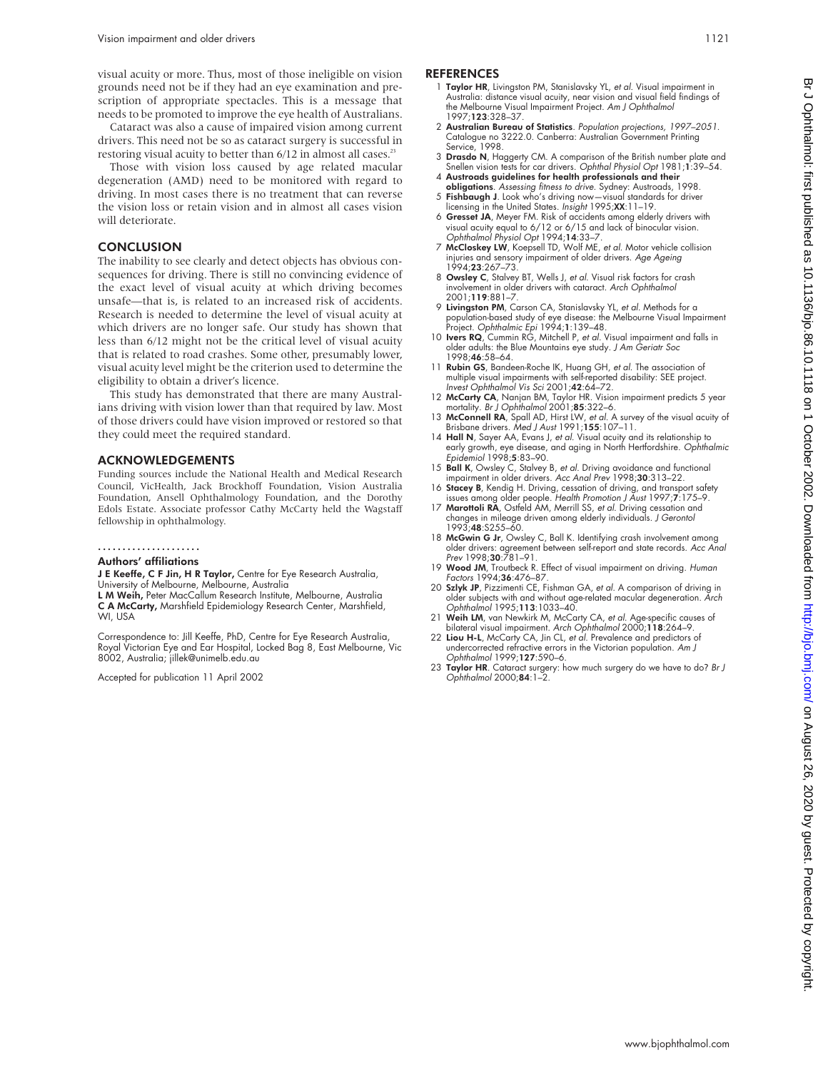visual acuity or more. Thus, most of those ineligible on vision grounds need not be if they had an eye examination and prescription of appropriate spectacles. This is a message that needs to be promoted to improve the eye health of Australians.

Cataract was also a cause of impaired vision among current drivers. This need not be so as cataract surgery is successful in restoring visual acuity to better than 6/12 in almost all cases.[23]

Those with vision loss caused by age related macular degeneration (AMD) need to be monitored with regard to driving. In most cases there is no treatment that can reverse the vision loss or retain vision and in almost all cases vision will deteriorate.

## CONCLUSION

The inability to see clearly and detect objects has obvious consequences for driving. There is still no convincing evidence of the exact level of visual acuity at which driving becomes unsafe—that is, is related to an increased risk of accidents. Research is needed to determine the level of visual acuity at which drivers are no longer safe. Our study has shown that less than 6/12 might not be the critical level of visual acuity that is related to road crashes. Some other, presumably lower, visual acuity level might be the criterion used to determine the eligibility to obtain a driver's licence.

This study has demonstrated that there are many Australians driving with vision lower than that required by law. Most of those drivers could have vision improved or restored so that they could meet the required standard.

## ACKNOWLEDGEMENTS

Funding sources include the National Health and Medical Research Council, VicHealth, Jack Brockhoff Foundation, Vision Australia Foundation, Ansell Ophthalmology Foundation, and the Dorothy Edols Estate. Associate professor Cathy McCarty held the Wagstaff fellowship in ophthalmology.

### Authors' affiliations

**J E Keeffe, C F Jin, H R Taylor,** Centre for Eye Research Australia, University of Melbourne, Melbourne, Australia
**L M Weih,** Peter MacCallum Research Institute, Melbourne, Australia
**C A McCarty,** Marshfield Epidemiology Research Center, Marshfield, WI, USA

Correspondence to: Jill Keeffe, PhD, Centre for Eye Research Australia, Royal Victorian Eye and Ear Hospital, Locked Bag 8, East Melbourne, Vic 8002, Australia; jillek@unimelb.edu.au

Accepted for publication 11 April 2002

## REFERENCES

1. **Taylor HR**, Livingston PM, Stanislavsky YL, *et al*. Visual impairment in Australia: distance visual acuity, near vision and visual field findings of the Melbourne Visual Impairment Project. *Am J Ophthalmol* 1997;**123**:328–37.
2. **Australian Bureau of Statistics**. *Population projections, 1997–2051*. Catalogue no 3222.0. Canberra: Australian Government Printing Service, 1998.
3. **Drasdo N**, Haggerty CM. A comparison of the British number plate and Snellen vision tests for car drivers. *Ophthal Physiol Opt* 1981;**1**:39–54.
4. **Austroads guidelines for health professionals and their obligations**. *Assessing fitness to drive*. Sydney: Austroads, 1998.
5. **Fishbaugh J**. Look who's driving now—visual standards for driver licensing in the United States. *Insight* 1995;**XX**:11–19.
6. **Gresset JA**, Meyer FM. Risk of accidents among elderly drivers with visual acuity equal to 6/12 or 6/15 and lack of binocular vision. *Ophthalmol Physiol Opt* 1994;**14**:33–7.
7. **McCloskey LW**, Koepsell TD, Wolf ME, *et al*. Motor vehicle collision injuries and sensory impairment of older drivers. *Age Ageing* 1994;**23**:267–73.
8. **Owsley C**, Stalvey BT, Wells J, *et al*. Visual risk factors for crash involvement in older drivers with cataract. *Arch Ophthalmol* 2001;**119**:881–7.
9. **Livingston PM**, Carson CA, Stanislavsky YL, *et al*. Methods for a population-based study of eye disease: the Melbourne Visual Impairment Project. *Ophthalmic Epi* 1994;**1**:139–48.
10. **Ivers RQ**, Cummin RG, Mitchell P, *et al*. Visual impairment and falls in older adults: the Blue Mountains eye study. *J Am Geriatr Soc* 1998;**46**:58–64.
11. **Rubin GS**, Bandeen-Roche IK, Huang GH, *et al*. The association of multiple visual impairments with self-reported disability: SEE project. *Invest Ophthalmol Vis Sci* 2001;**42**:64–72.
12. **McCarty CA**, Nanjan BM, Taylor HR. Vision impairment predicts 5 year mortality. *Br J Ophthalmol* 2001;**85**:322–6.
13. **McConnell RA**, Spall AD, Hirst LW, *et al*. A survey of the visual acuity of Brisbane drivers. *Med J Aust* 1991;**155**:107–11.
14. **Hall N**, Sayer AA, Evans J, *et al*. Visual acuity and its relationship to early growth, eye disease, and aging in North Hertfordshire. *Ophthalmic Epidemiol* 1998;**5**:83–90.
15. **Ball K**, Owsley C, Stalvey B, *et al*. Driving avoidance and functional impairment in older drivers. *Acc Anal Prev* 1998;**30**:313–22.
16. **Stacey B**, Kendig H. Driving, cessation of driving, and transport safety issues among older people. *Health Promotion J Aust* 1997;**7**:175–9.
17. **Marottoli RA**, Ostfeld AM, Merrill SS, *et al*. Driving cessation and changes in mileage driven among elderly individuals. *J Gerontol* 1993;**48**:S255–60.
18. **McGwin G Jr**, Owsley C, Ball K. Identifying crash involvement among older drivers: agreement between self-report and state records. *Acc Anal Prev* 1998;**30**:781–91.
19. **Wood JM**, Troutbeck R. Effect of visual impairment on driving. *Human Factors* 1994;**36**:476–87.
20. **Szlyk JP**, Pizzimenti CE, Fishman GA, *et al*. A comparison of driving in older subjects with and without age-related macular degeneration. *Arch Ophthalmol* 1995;**113**:1033–40.
21. **Weih LM**, van Newkirk M, McCarty CA, *et al*. Age-specific causes of bilateral visual impairment. *Arch Ophthalmol* 2000;**118**:264–9.
22. **Liou H-L**, McCarty CA, Jin CL, *et al*. Prevalence and predictors of undercorrected refractive errors in the Victorian population. *Am J Ophthalmol* 1999;**127**:590–6.
23. **Taylor HR**. Cataract surgery: how much surgery do we have to do? *Br J Ophthalmol* 2000;**84**:1–2.